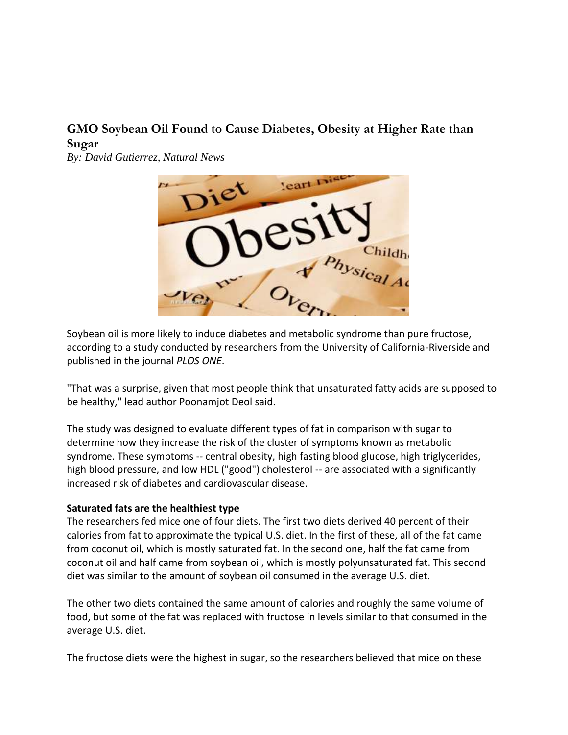# GMO Soybean Oil Found to Cause Diabetes, Obesity at Higher Rate than Sugar

*By: David Gutierrez, Natural News*

Soybean oil is more likely to induce diabetes and metabolic syndrome than pure fructose, according to a study conducted by researchers from the University of California-Riverside and published in the journal *PLOS ONE*.

"That was a surprise, given that most people think that unsaturated fatty acids are supposed to be healthy," lead author Poonamjot Deol said.

The study was designed to evaluate different types of fat in comparison with sugar to determine how they increase the risk of the cluster of symptoms known as metabolic syndrome. These symptoms -- central obesity, high fasting blood glucose, high triglycerides, high blood pressure, and low HDL ("good") cholesterol -- are associated with a significantly increased risk of diabetes and cardiovascular disease.

**Saturated fats are the healthiest type**

The researchers fed mice one of four diets. The first two diets derived 40 percent of their calories from fat to approximate the typical U.S. diet. In the first of these, all of the fat came from coconut oil, which is mostly saturated fat. In the second one, half the fat came from coconut oil and half came from soybean oil, which is mostly polyunsaturated fat. This second diet was similar to the amount of soybean oil consumed in the average U.S. diet.

The other two diets contained the same amount of calories and roughly the same volume of food, but some of the fat was replaced with fructose in levels similar to that consumed in the average U.S. diet.

The fructose diets were the highest in sugar, so the researchers believed that mice on these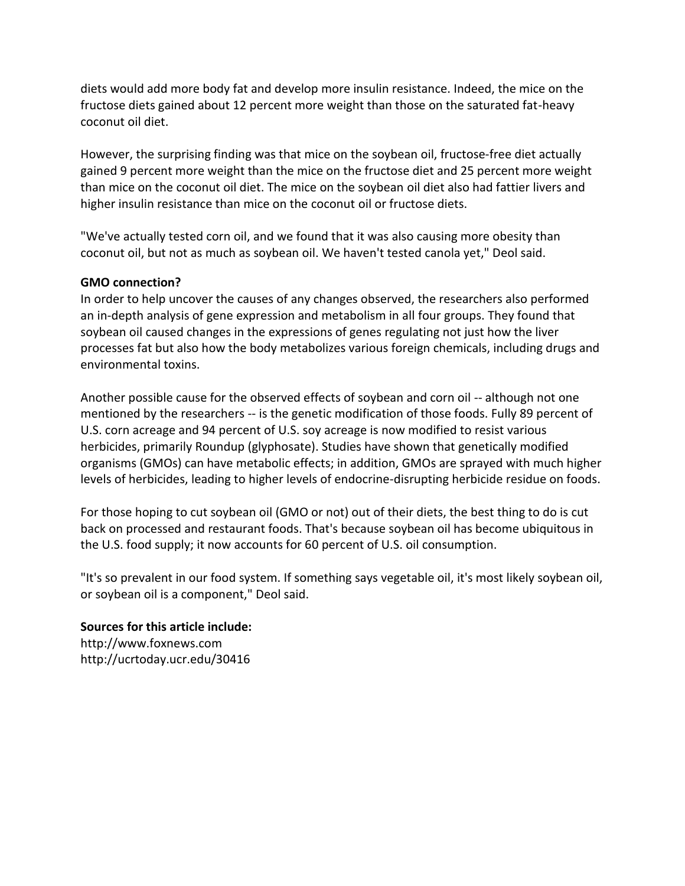diets would add more body fat and develop more insulin resistance. Indeed, the mice on the fructose diets gained about 12 percent more weight than those on the saturated fat-heavy coconut oil diet.

However, the surprising finding was that mice on the soybean oil, fructose-free diet actually gained 9 percent more weight than the mice on the fructose diet and 25 percent more weight than mice on the coconut oil diet. The mice on the soybean oil diet also had fattier livers and higher insulin resistance than mice on the coconut oil or fructose diets.

"We've actually tested corn oil, and we found that it was also causing more obesity than coconut oil, but not as much as soybean oil. We haven't tested canola yet," Deol said.

**GMO connection?**

In order to help uncover the causes of any changes observed, the researchers also performed an in-depth analysis of gene expression and metabolism in all four groups. They found that soybean oil caused changes in the expressions of genes regulating not just how the liver processes fat but also how the body metabolizes various foreign chemicals, including drugs and environmental toxins.

Another possible cause for the observed effects of soybean and corn oil -- although not one mentioned by the researchers -- is the genetic modification of those foods. Fully 89 percent of U.S. corn acreage and 94 percent of U.S. soy acreage is now modified to resist various herbicides, primarily Roundup (glyphosate). Studies have shown that genetically modified organisms (GMOs) can have metabolic effects; in addition, GMOs are sprayed with much higher levels of herbicides, leading to higher levels of endocrine-disrupting herbicide residue on foods.

For those hoping to cut soybean oil (GMO or not) out of their diets, the best thing to do is cut back on processed and restaurant foods. That's because soybean oil has become ubiquitous in the U.S. food supply; it now accounts for 60 percent of U.S. oil consumption.

"It's so prevalent in our food system. If something says vegetable oil, it's most likely soybean oil, or soybean oil is a component," Deol said.

**Sources for this article include:**

http://www.foxnews.com
http://ucrtoday.ucr.edu/30416